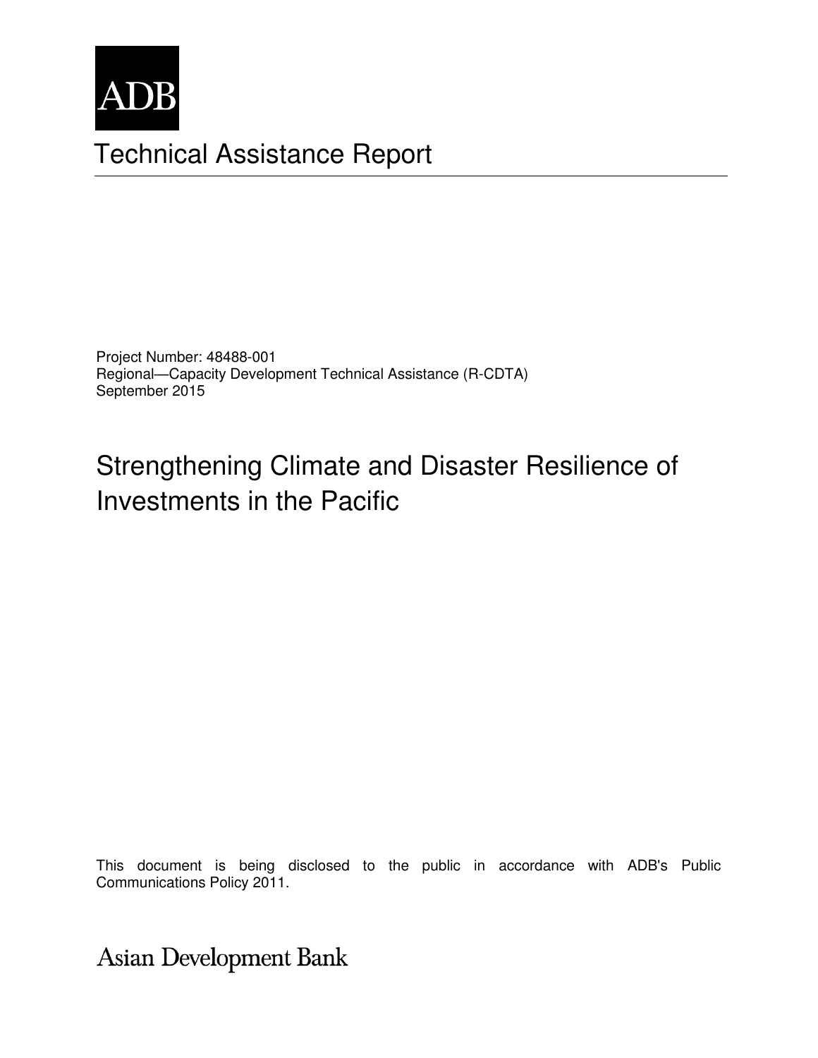ADB

# Technical Assistance Report

Project Number: 48488-001
Regional—Capacity Development Technical Assistance (R-CDTA)
September 2015

## Strengthening Climate and Disaster Resilience of Investments in the Pacific

This document is being disclosed to the public in accordance with ADB's Public Communications Policy 2011.

Asian Development Bank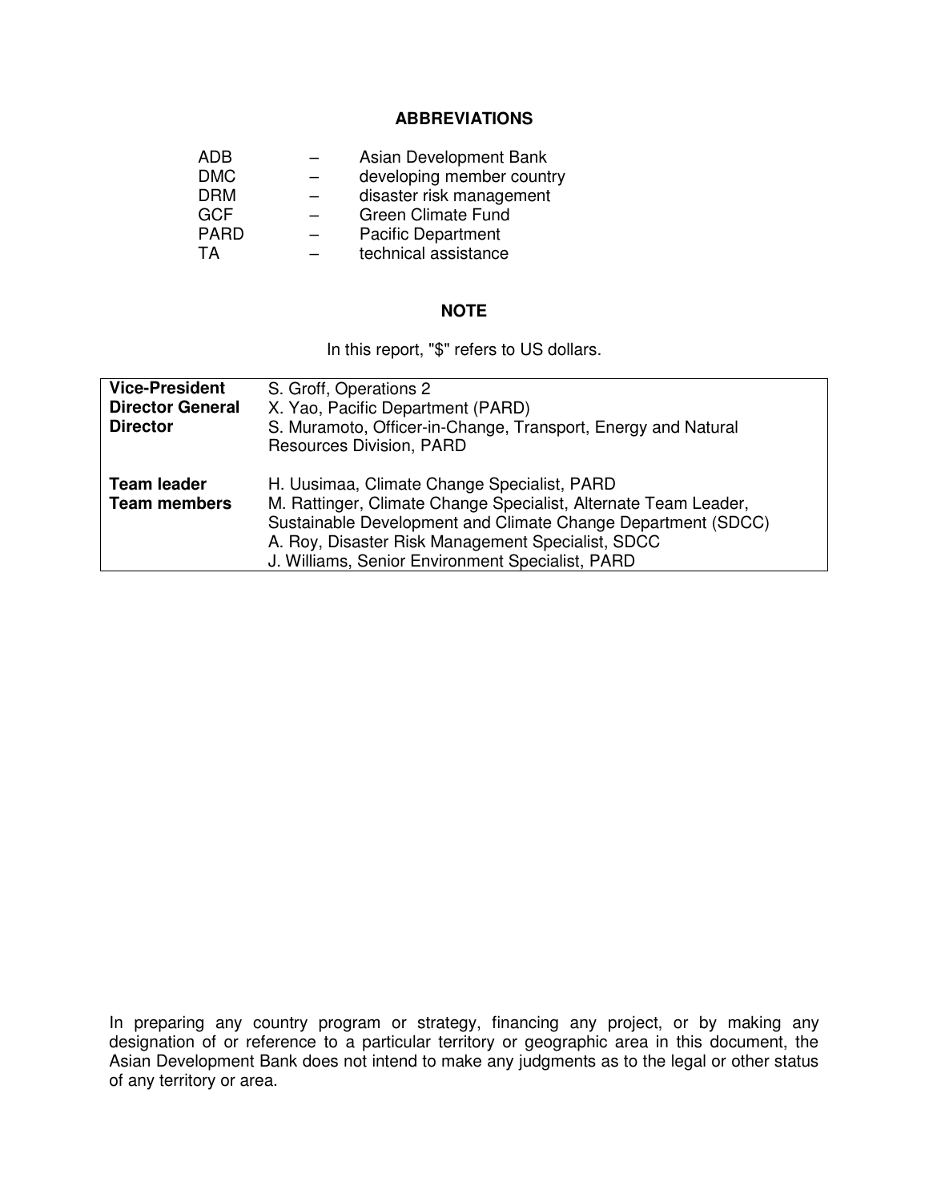## ABBREVIATIONS

| | | |
|---|---|---|
| ADB | – | Asian Development Bank |
| DMC | – | developing member country |
| DRM | – | disaster risk management |
| GCF | – | Green Climate Fund |
| PARD | – | Pacific Department |
| TA | – | technical assistance |

## NOTE

In this report, "$" refers to US dollars.

| | |
|---|---|
| **Vice-President** | S. Groff, Operations 2 |
| **Director General** | X. Yao, Pacific Department (PARD) |
| **Director** | S. Muramoto, Officer-in-Change, Transport, Energy and Natural Resources Division, PARD |
| | |
| **Team leader** | H. Uusimaa, Climate Change Specialist, PARD |
| **Team members** | M. Rattinger, Climate Change Specialist, Alternate Team Leader, Sustainable Development and Climate Change Department (SDCC) |
| | A. Roy, Disaster Risk Management Specialist, SDCC |
| | J. Williams, Senior Environment Specialist, PARD |

In preparing any country program or strategy, financing any project, or by making any designation of or reference to a particular territory or geographic area in this document, the Asian Development Bank does not intend to make any judgments as to the legal or other status of any territory or area.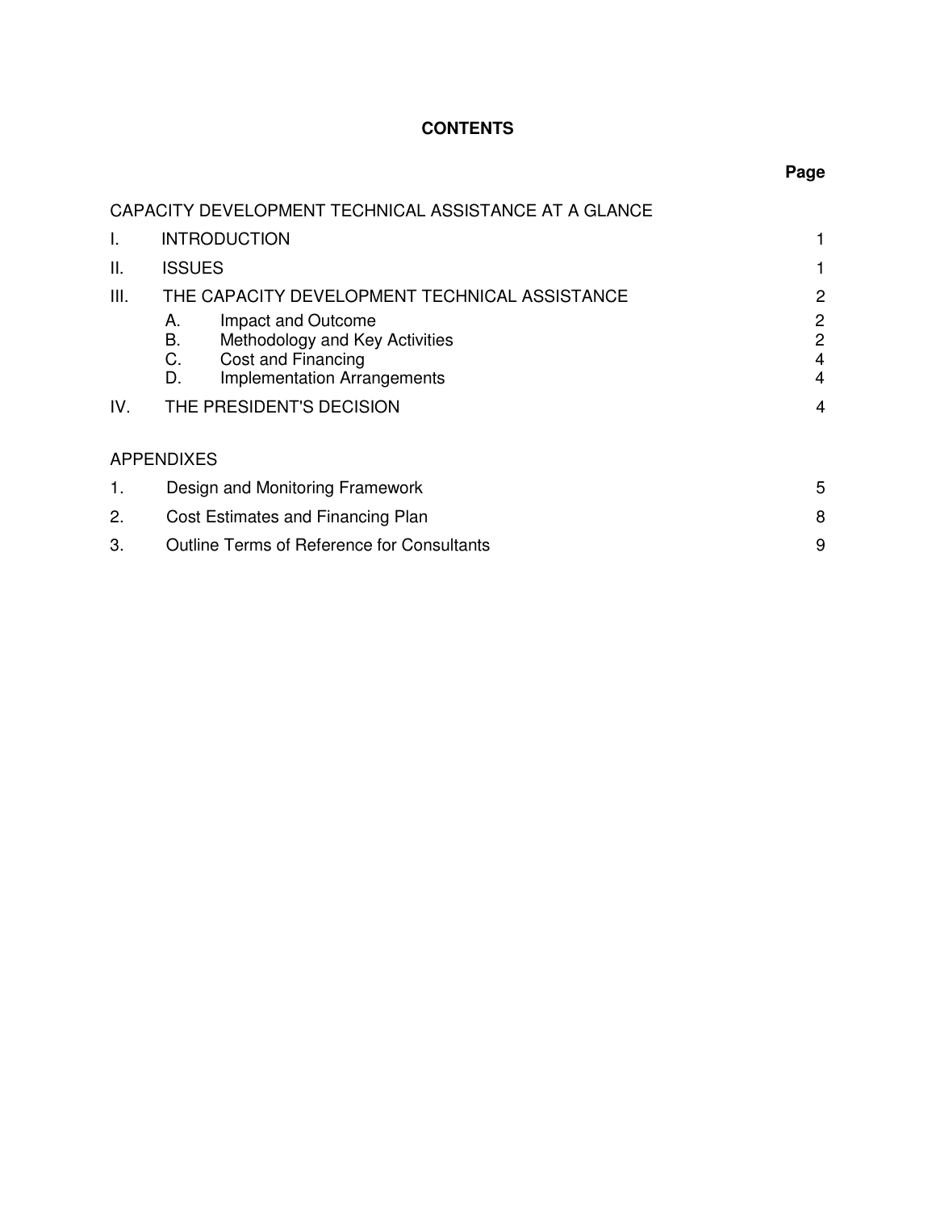**CONTENTS**

| | | Page |
|---|---|---|
| CAPACITY DEVELOPMENT TECHNICAL ASSISTANCE AT A GLANCE | | |
| I. | INTRODUCTION | 1 |
| II. | ISSUES | 1 |
| III. | THE CAPACITY DEVELOPMENT TECHNICAL ASSISTANCE | 2 |
| | A. Impact and Outcome | 2 |
| | B. Methodology and Key Activities | 2 |
| | C. Cost and Financing | 4 |
| | D. Implementation Arrangements | 4 |
| IV. | THE PRESIDENT'S DECISION | 4 |

APPENDIXES

| | | |
|---|---|---|
| 1. | Design and Monitoring Framework | 5 |
| 2. | Cost Estimates and Financing Plan | 8 |
| 3. | Outline Terms of Reference for Consultants | 9 |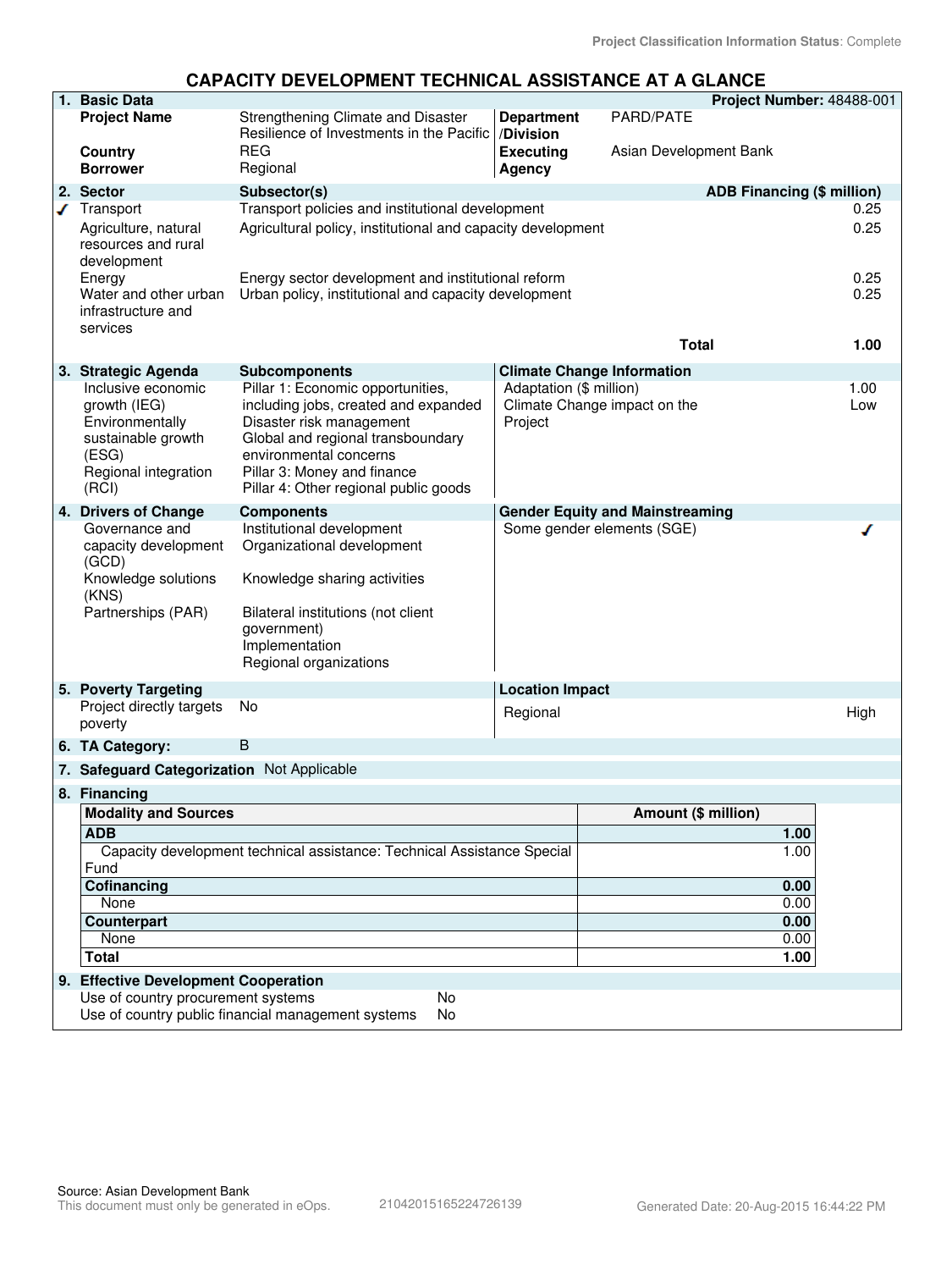Project Classification Information Status: Complete

# CAPACITY DEVELOPMENT TECHNICAL ASSISTANCE AT A GLANCE

## 1. Basic Data

**Project Number:** 48488-001

| | | | |
|---|---|---|---|
| **Project Name** | Strengthening Climate and Disaster Resilience of Investments in the Pacific | **Department /Division** | PARD/PATE |
| **Country** | REG | **Executing Agency** | Asian Development Bank |
| **Borrower** | Regional | | |

## 2. Sector

| | Sector | Subsector(s) | ADB Financing ($ million) |
|---|---|---|---|
| ✓ | Transport | Transport policies and institutional development | 0.25 |
| | Agriculture, natural resources and rural development | Agricultural policy, institutional and capacity development | 0.25 |
| | Energy | Energy sector development and institutional reform | 0.25 |
| | Water and other urban infrastructure and services | Urban policy, institutional and capacity development | 0.25 |
| | | **Total** | **1.00** |

## 3. Strategic Agenda

| Strategic Agenda | Subcomponents |
|---|---|
| Inclusive economic growth (IEG) | Pillar 1: Economic opportunities, including jobs, created and expanded |
| Environmentally sustainable growth (ESG) | Disaster risk management<br>Global and regional transboundary environmental concerns |
| Regional integration (RCI) | Pillar 3: Money and finance<br>Pillar 4: Other regional public goods |

**Climate Change Information**

| | |
|---|---|
| Adaptation ($ million) | 1.00 |
| Climate Change impact on the Project | Low |

## 4. Drivers of Change

| Drivers of Change | Components |
|---|---|
| Governance and capacity development (GCD) | Institutional development<br>Organizational development |
| Knowledge solutions (KNS) | Knowledge sharing activities |
| Partnerships (PAR) | Bilateral institutions (not client government)<br>Implementation<br>Regional organizations |

**Gender Equity and Mainstreaming**

| | |
|---|---|
| Some gender elements (SGE) | ✓ |

## 5. Poverty Targeting

| | |
|---|---|
| Project directly targets poverty | No |

**Location Impact**

| | |
|---|---|
| Regional | High |

## 6. TA Category: B

## 7. Safeguard Categorization: Not Applicable

## 8. Financing

| Modality and Sources | Amount ($ million) |
|---|---|
| **ADB** | **1.00** |
| Capacity development technical assistance: Technical Assistance Special Fund | 1.00 |
| **Cofinancing** | **0.00** |
| None | 0.00 |
| **Counterpart** | **0.00** |
| None | 0.00 |
| **Total** | **1.00** |

## 9. Effective Development Cooperation

| | |
|---|---|
| Use of country procurement systems | No |
| Use of country public financial management systems | No |

Source: Asian Development Bank
This document must only be generated in eOps. 21042015165224726139 Generated Date: 20-Aug-2015 16:44:22 PM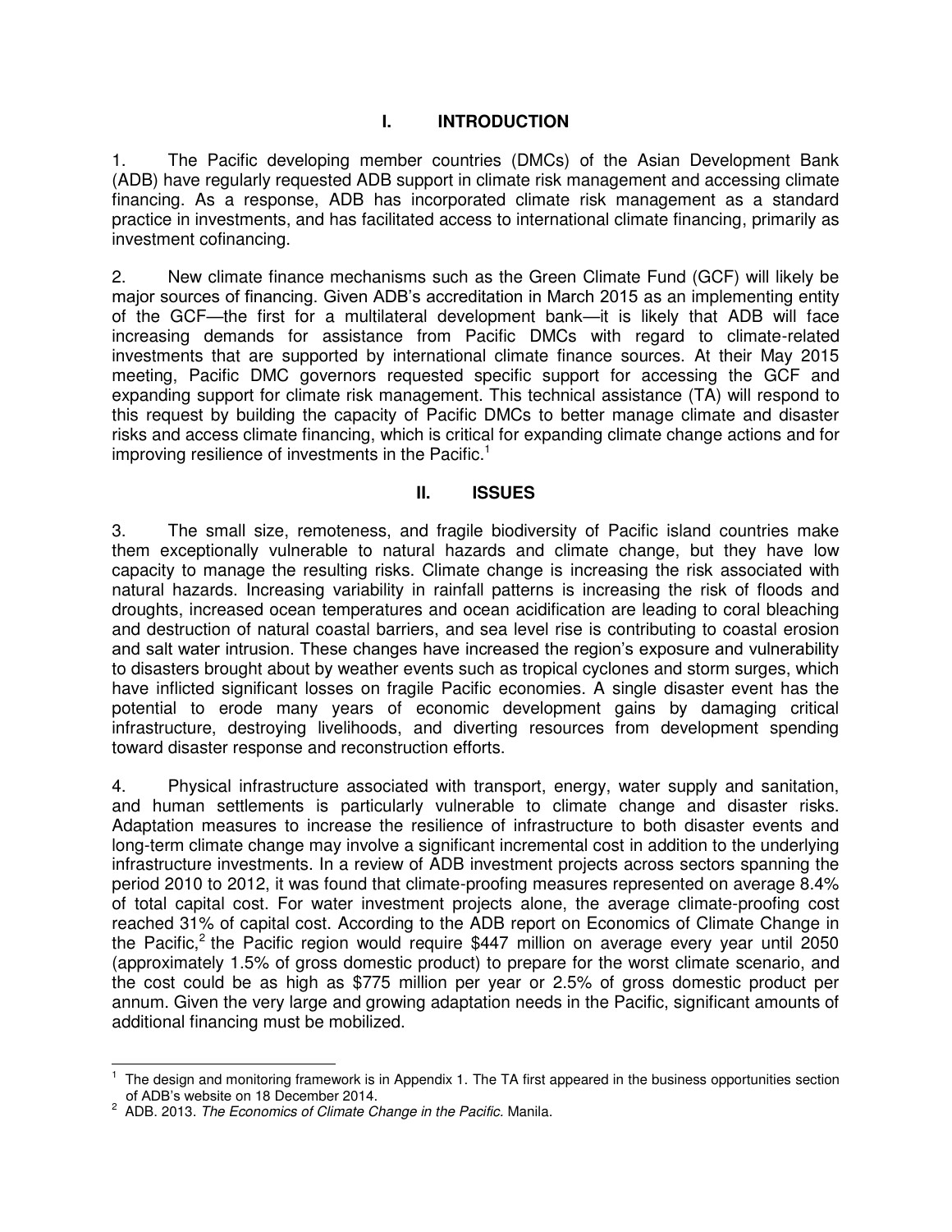# I. INTRODUCTION

1. The Pacific developing member countries (DMCs) of the Asian Development Bank (ADB) have regularly requested ADB support in climate risk management and accessing climate financing. As a response, ADB has incorporated climate risk management as a standard practice in investments, and has facilitated access to international climate financing, primarily as investment cofinancing.

2. New climate finance mechanisms such as the Green Climate Fund (GCF) will likely be major sources of financing. Given ADB's accreditation in March 2015 as an implementing entity of the GCF—the first for a multilateral development bank—it is likely that ADB will face increasing demands for assistance from Pacific DMCs with regard to climate-related investments that are supported by international climate finance sources. At their May 2015 meeting, Pacific DMC governors requested specific support for accessing the GCF and expanding support for climate risk management. This technical assistance (TA) will respond to this request by building the capacity of Pacific DMCs to better manage climate and disaster risks and access climate financing, which is critical for expanding climate change actions and for improving resilience of investments in the Pacific.[1]

# II. ISSUES

3. The small size, remoteness, and fragile biodiversity of Pacific island countries make them exceptionally vulnerable to natural hazards and climate change, but they have low capacity to manage the resulting risks. Climate change is increasing the risk associated with natural hazards. Increasing variability in rainfall patterns is increasing the risk of floods and droughts, increased ocean temperatures and ocean acidification are leading to coral bleaching and destruction of natural coastal barriers, and sea level rise is contributing to coastal erosion and salt water intrusion. These changes have increased the region's exposure and vulnerability to disasters brought about by weather events such as tropical cyclones and storm surges, which have inflicted significant losses on fragile Pacific economies. A single disaster event has the potential to erode many years of economic development gains by damaging critical infrastructure, destroying livelihoods, and diverting resources from development spending toward disaster response and reconstruction efforts.

4. Physical infrastructure associated with transport, energy, water supply and sanitation, and human settlements is particularly vulnerable to climate change and disaster risks. Adaptation measures to increase the resilience of infrastructure to both disaster events and long-term climate change may involve a significant incremental cost in addition to the underlying infrastructure investments. In a review of ADB investment projects across sectors spanning the period 2010 to 2012, it was found that climate-proofing measures represented on average 8.4% of total capital cost. For water investment projects alone, the average climate-proofing cost reached 31% of capital cost. According to the ADB report on Economics of Climate Change in the Pacific,[2] the Pacific region would require $447 million on average every year until 2050 (approximately 1.5% of gross domestic product) to prepare for the worst climate scenario, and the cost could be as high as $775 million per year or 2.5% of gross domestic product per annum. Given the very large and growing adaptation needs in the Pacific, significant amounts of additional financing must be mobilized.

---

[1] The design and monitoring framework is in Appendix 1. The TA first appeared in the business opportunities section of ADB's website on 18 December 2014.

[2] ADB. 2013. *The Economics of Climate Change in the Pacific.* Manila.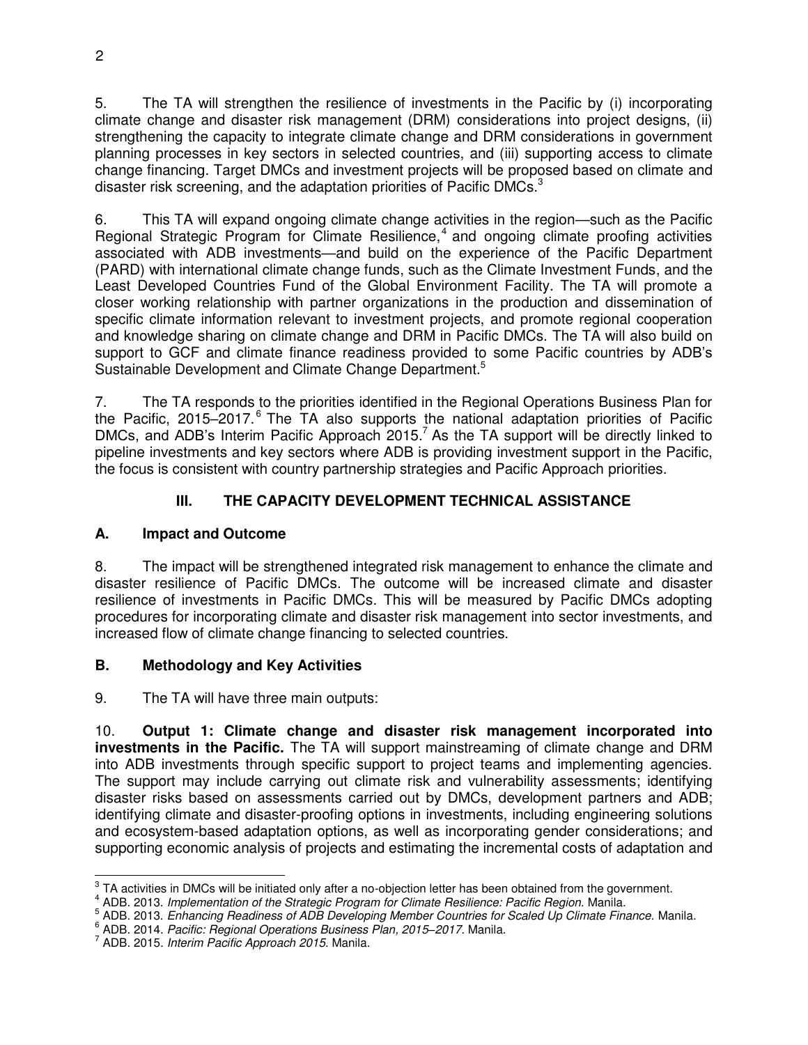5. The TA will strengthen the resilience of investments in the Pacific by (i) incorporating climate change and disaster risk management (DRM) considerations into project designs, (ii) strengthening the capacity to integrate climate change and DRM considerations in government planning processes in key sectors in selected countries, and (iii) supporting access to climate change financing. Target DMCs and investment projects will be proposed based on climate and disaster risk screening, and the adaptation priorities of Pacific DMCs.[3]

6. This TA will expand ongoing climate change activities in the region—such as the Pacific Regional Strategic Program for Climate Resilience,[4] and ongoing climate proofing activities associated with ADB investments—and build on the experience of the Pacific Department (PARD) with international climate change funds, such as the Climate Investment Funds, and the Least Developed Countries Fund of the Global Environment Facility. The TA will promote a closer working relationship with partner organizations in the production and dissemination of specific climate information relevant to investment projects, and promote regional cooperation and knowledge sharing on climate change and DRM in Pacific DMCs. The TA will also build on support to GCF and climate finance readiness provided to some Pacific countries by ADB's Sustainable Development and Climate Change Department.[5]

7. The TA responds to the priorities identified in the Regional Operations Business Plan for the Pacific, 2015–2017.[6] The TA also supports the national adaptation priorities of Pacific DMCs, and ADB's Interim Pacific Approach 2015.[7] As the TA support will be directly linked to pipeline investments and key sectors where ADB is providing investment support in the Pacific, the focus is consistent with country partnership strategies and Pacific Approach priorities.

## III. THE CAPACITY DEVELOPMENT TECHNICAL ASSISTANCE

### A. Impact and Outcome

8. The impact will be strengthened integrated risk management to enhance the climate and disaster resilience of Pacific DMCs. The outcome will be increased climate and disaster resilience of investments in Pacific DMCs. This will be measured by Pacific DMCs adopting procedures for incorporating climate and disaster risk management into sector investments, and increased flow of climate change financing to selected countries.

### B. Methodology and Key Activities

9. The TA will have three main outputs:

10. **Output 1: Climate change and disaster risk management incorporated into investments in the Pacific.** The TA will support mainstreaming of climate change and DRM into ADB investments through specific support to project teams and implementing agencies. The support may include carrying out climate risk and vulnerability assessments; identifying disaster risks based on assessments carried out by DMCs, development partners and ADB; identifying climate and disaster-proofing options in investments, including engineering solutions and ecosystem-based adaptation options, as well as incorporating gender considerations; and supporting economic analysis of projects and estimating the incremental costs of adaptation and

---

[3] TA activities in DMCs will be initiated only after a no-objection letter has been obtained from the government.

[4] ADB. 2013. *Implementation of the Strategic Program for Climate Resilience: Pacific Region.* Manila.

[5] ADB. 2013. *Enhancing Readiness of ADB Developing Member Countries for Scaled Up Climate Finance.* Manila.

[6] ADB. 2014. *Pacific: Regional Operations Business Plan, 2015–2017.* Manila.

[7] ADB. 2015. *Interim Pacific Approach 2015*. Manila.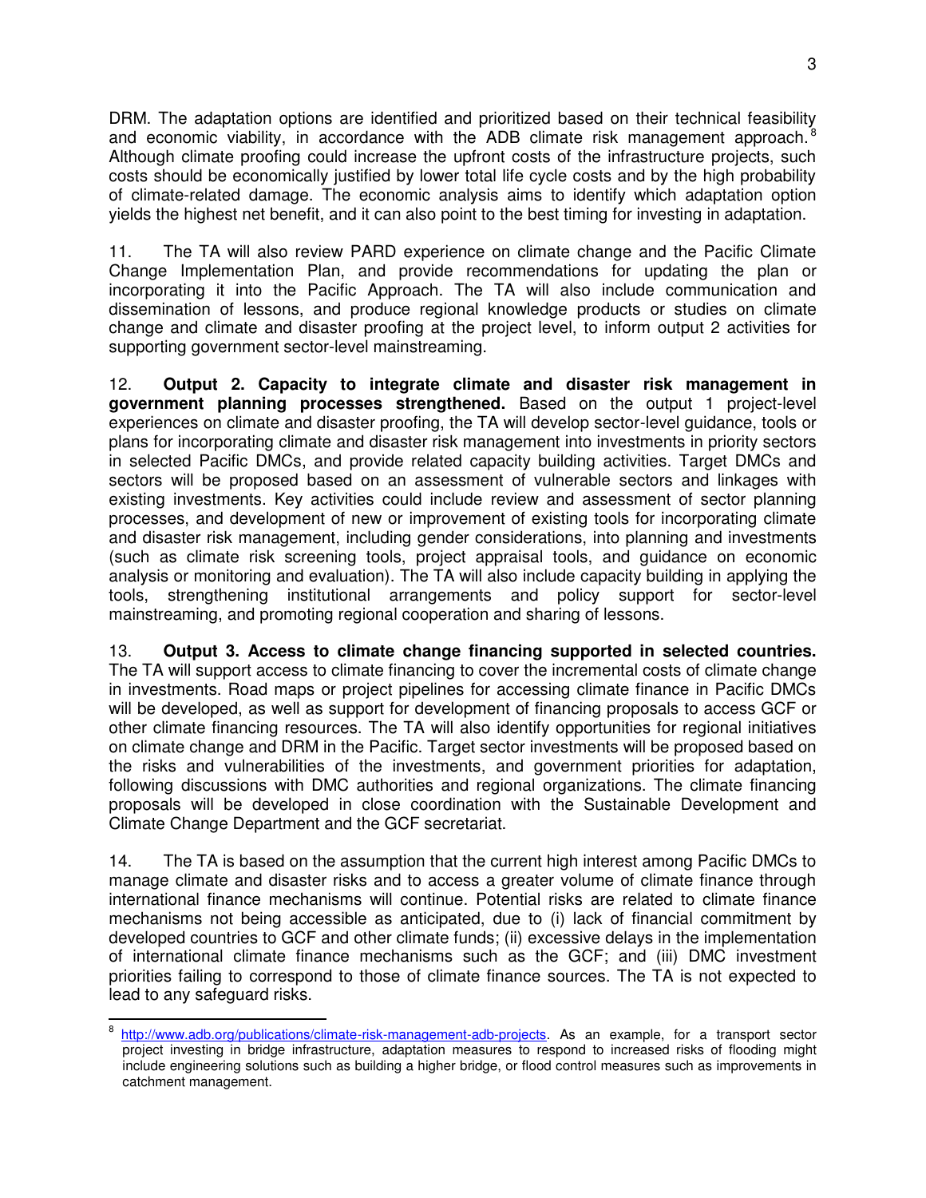DRM. The adaptation options are identified and prioritized based on their technical feasibility and economic viability, in accordance with the ADB climate risk management approach.[8] Although climate proofing could increase the upfront costs of the infrastructure projects, such costs should be economically justified by lower total life cycle costs and by the high probability of climate-related damage. The economic analysis aims to identify which adaptation option yields the highest net benefit, and it can also point to the best timing for investing in adaptation.

11. The TA will also review PARD experience on climate change and the Pacific Climate Change Implementation Plan, and provide recommendations for updating the plan or incorporating it into the Pacific Approach. The TA will also include communication and dissemination of lessons, and produce regional knowledge products or studies on climate change and climate and disaster proofing at the project level, to inform output 2 activities for supporting government sector-level mainstreaming.

12. **Output 2. Capacity to integrate climate and disaster risk management in government planning processes strengthened.** Based on the output 1 project-level experiences on climate and disaster proofing, the TA will develop sector-level guidance, tools or plans for incorporating climate and disaster risk management into investments in priority sectors in selected Pacific DMCs, and provide related capacity building activities. Target DMCs and sectors will be proposed based on an assessment of vulnerable sectors and linkages with existing investments. Key activities could include review and assessment of sector planning processes, and development of new or improvement of existing tools for incorporating climate and disaster risk management, including gender considerations, into planning and investments (such as climate risk screening tools, project appraisal tools, and guidance on economic analysis or monitoring and evaluation). The TA will also include capacity building in applying the tools, strengthening institutional arrangements and policy support for sector-level mainstreaming, and promoting regional cooperation and sharing of lessons.

13. **Output 3. Access to climate change financing supported in selected countries.** The TA will support access to climate financing to cover the incremental costs of climate change in investments. Road maps or project pipelines for accessing climate finance in Pacific DMCs will be developed, as well as support for development of financing proposals to access GCF or other climate financing resources. The TA will also identify opportunities for regional initiatives on climate change and DRM in the Pacific. Target sector investments will be proposed based on the risks and vulnerabilities of the investments, and government priorities for adaptation, following discussions with DMC authorities and regional organizations. The climate financing proposals will be developed in close coordination with the Sustainable Development and Climate Change Department and the GCF secretariat.

14. The TA is based on the assumption that the current high interest among Pacific DMCs to manage climate and disaster risks and to access a greater volume of climate finance through international finance mechanisms will continue. Potential risks are related to climate finance mechanisms not being accessible as anticipated, due to (i) lack of financial commitment by developed countries to GCF and other climate funds; (ii) excessive delays in the implementation of international climate finance mechanisms such as the GCF; and (iii) DMC investment priorities failing to correspond to those of climate finance sources. The TA is not expected to lead to any safeguard risks.

---

[8] http://www.adb.org/publications/climate-risk-management-adb-projects. As an example, for a transport sector project investing in bridge infrastructure, adaptation measures to respond to increased risks of flooding might include engineering solutions such as building a higher bridge, or flood control measures such as improvements in catchment management.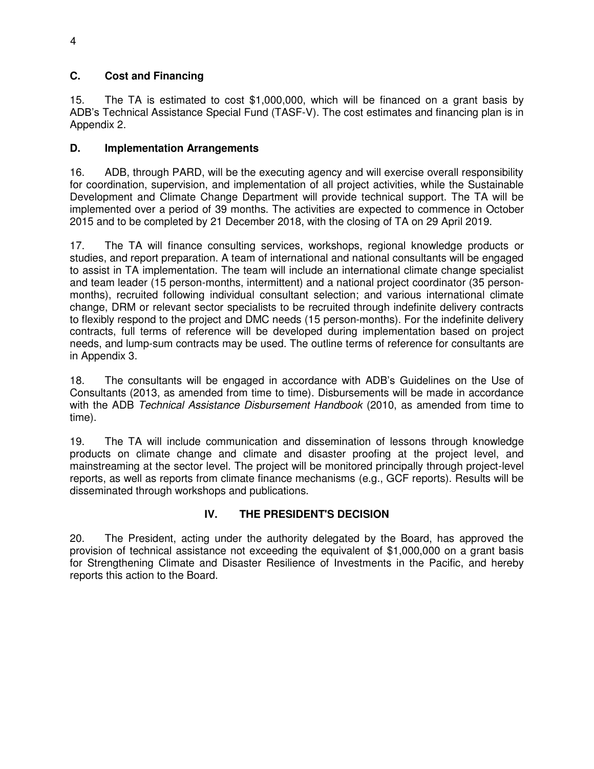### C. Cost and Financing

15. The TA is estimated to cost $1,000,000, which will be financed on a grant basis by ADB's Technical Assistance Special Fund (TASF-V). The cost estimates and financing plan is in Appendix 2.

### D. Implementation Arrangements

16. ADB, through PARD, will be the executing agency and will exercise overall responsibility for coordination, supervision, and implementation of all project activities, while the Sustainable Development and Climate Change Department will provide technical support. The TA will be implemented over a period of 39 months. The activities are expected to commence in October 2015 and to be completed by 21 December 2018, with the closing of TA on 29 April 2019.

17. The TA will finance consulting services, workshops, regional knowledge products or studies, and report preparation. A team of international and national consultants will be engaged to assist in TA implementation. The team will include an international climate change specialist and team leader (15 person-months, intermittent) and a national project coordinator (35 person-months), recruited following individual consultant selection; and various international climate change, DRM or relevant sector specialists to be recruited through indefinite delivery contracts to flexibly respond to the project and DMC needs (15 person-months). For the indefinite delivery contracts, full terms of reference will be developed during implementation based on project needs, and lump-sum contracts may be used. The outline terms of reference for consultants are in Appendix 3.

18. The consultants will be engaged in accordance with ADB's Guidelines on the Use of Consultants (2013, as amended from time to time). Disbursements will be made in accordance with the ADB *Technical Assistance Disbursement Handbook* (2010, as amended from time to time).

19. The TA will include communication and dissemination of lessons through knowledge products on climate change and climate and disaster proofing at the project level, and mainstreaming at the sector level. The project will be monitored principally through project-level reports, as well as reports from climate finance mechanisms (e.g., GCF reports). Results will be disseminated through workshops and publications.

## IV. THE PRESIDENT'S DECISION

20. The President, acting under the authority delegated by the Board, has approved the provision of technical assistance not exceeding the equivalent of $1,000,000 on a grant basis for Strengthening Climate and Disaster Resilience of Investments in the Pacific, and hereby reports this action to the Board.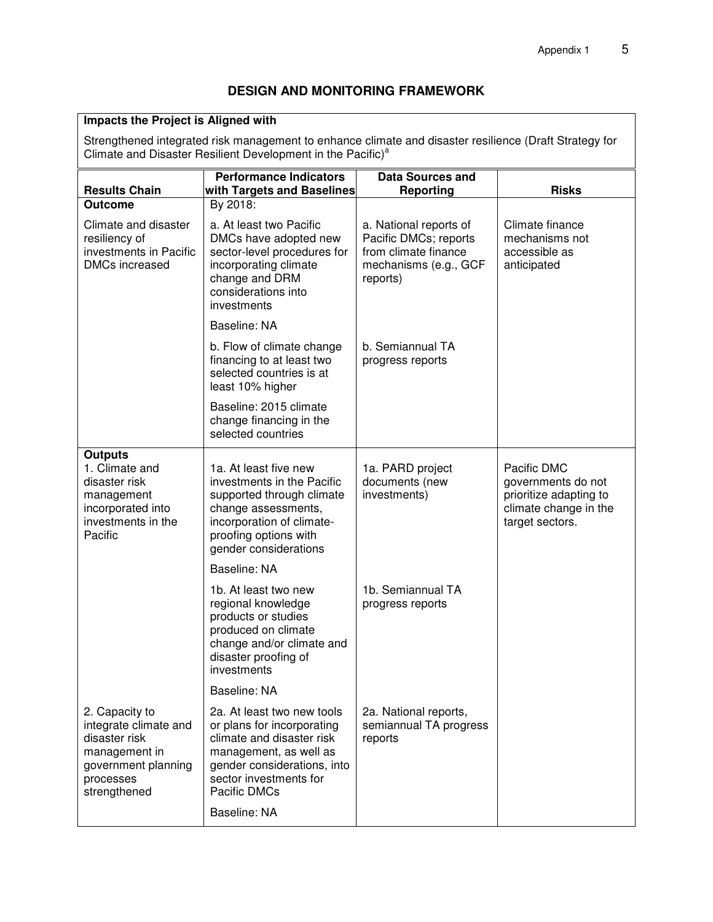## DESIGN AND MONITORING FRAMEWORK

**Impacts the Project is Aligned with**

Strengthened integrated risk management to enhance climate and disaster resilience (Draft Strategy for Climate and Disaster Resilient Development in the Pacific)[a]

| Results Chain | Performance Indicators with Targets and Baselines | Data Sources and Reporting | Risks |
|---|---|---|---|
| **Outcome** | By 2018: | | |
| Climate and disaster resiliency of investments in Pacific DMCs increased | a. At least two Pacific DMCs have adopted new sector-level procedures for incorporating climate change and DRM considerations into investments<br><br>Baseline: NA | a. National reports of Pacific DMCs; reports from climate finance mechanisms (e.g., GCF reports) | Climate finance mechanisms not accessible as anticipated |
| | b. Flow of climate change financing to at least two selected countries is at least 10% higher<br><br>Baseline: 2015 climate change financing in the selected countries | b. Semiannual TA progress reports | |
| **Outputs**<br>1. Climate and disaster risk management incorporated into investments in the Pacific | 1a. At least five new investments in the Pacific supported through climate change assessments, incorporation of climate-proofing options with gender considerations<br><br>Baseline: NA | 1a. PARD project documents (new investments) | Pacific DMC governments do not prioritize adapting to climate change in the target sectors. |
| | 1b. At least two new regional knowledge products or studies produced on climate change and/or climate and disaster proofing of investments<br><br>Baseline: NA | 1b. Semiannual TA progress reports | |
| 2. Capacity to integrate climate and disaster risk management in government planning processes strengthened | 2a. At least two new tools or plans for incorporating climate and disaster risk management, as well as gender considerations, into sector investments for Pacific DMCs<br><br>Baseline: NA | 2a. National reports, semiannual TA progress reports | |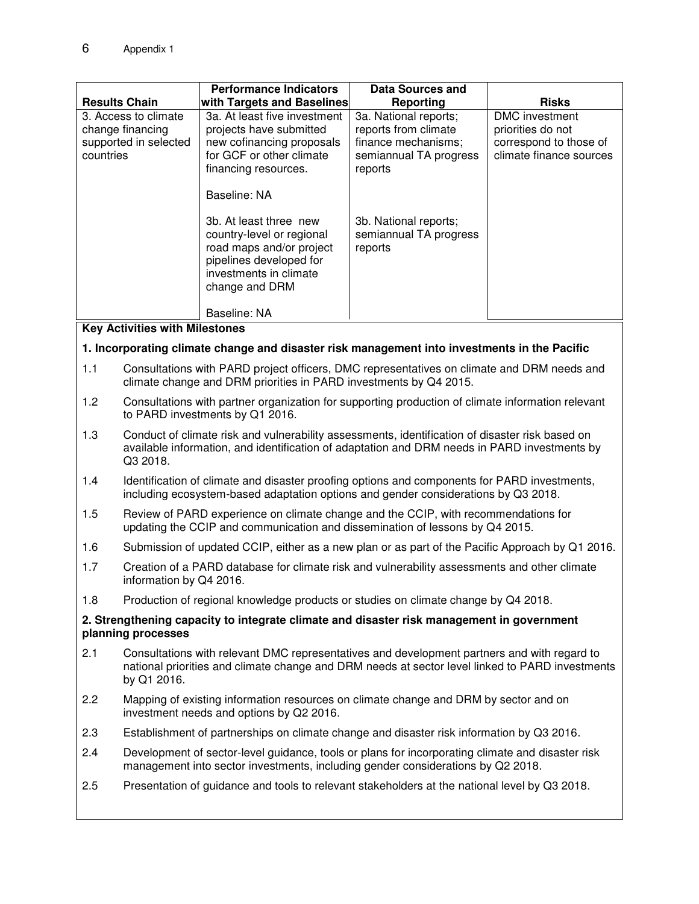| Results Chain | Performance Indicators with Targets and Baselines | Data Sources and Reporting | Risks |
|---|---|---|---|
| 3. Access to climate change financing supported in selected countries | 3a. At least five investment projects have submitted new cofinancing proposals for GCF or other climate financing resources.<br><br>Baseline: NA | 3a. National reports; reports from climate finance mechanisms; semiannual TA progress reports | DMC investment priorities do not correspond to those of climate finance sources |
| | 3b. At least three new country-level or regional road maps and/or project pipelines developed for investments in climate change and DRM<br><br>Baseline: NA | 3b. National reports; semiannual TA progress reports | |

**Key Activities with Milestones**

**1. Incorporating climate change and disaster risk management into investments in the Pacific**

1.1 Consultations with PARD project officers, DMC representatives on climate and DRM needs and climate change and DRM priorities in PARD investments by Q4 2015.

1.2 Consultations with partner organization for supporting production of climate information relevant to PARD investments by Q1 2016.

1.3 Conduct of climate risk and vulnerability assessments, identification of disaster risk based on available information, and identification of adaptation and DRM needs in PARD investments by Q3 2018.

1.4 Identification of climate and disaster proofing options and components for PARD investments, including ecosystem-based adaptation options and gender considerations by Q3 2018.

1.5 Review of PARD experience on climate change and the CCIP, with recommendations for updating the CCIP and communication and dissemination of lessons by Q4 2015.

1.6 Submission of updated CCIP, either as a new plan or as part of the Pacific Approach by Q1 2016.

1.7 Creation of a PARD database for climate risk and vulnerability assessments and other climate information by Q4 2016.

1.8 Production of regional knowledge products or studies on climate change by Q4 2018.

**2. Strengthening capacity to integrate climate and disaster risk management in government planning processes**

2.1 Consultations with relevant DMC representatives and development partners and with regard to national priorities and climate change and DRM needs at sector level linked to PARD investments by Q1 2016.

2.2 Mapping of existing information resources on climate change and DRM by sector and on investment needs and options by Q2 2016.

2.3 Establishment of partnerships on climate change and disaster risk information by Q3 2016.

2.4 Development of sector-level guidance, tools or plans for incorporating climate and disaster risk management into sector investments, including gender considerations by Q2 2018.

2.5 Presentation of guidance and tools to relevant stakeholders at the national level by Q3 2018.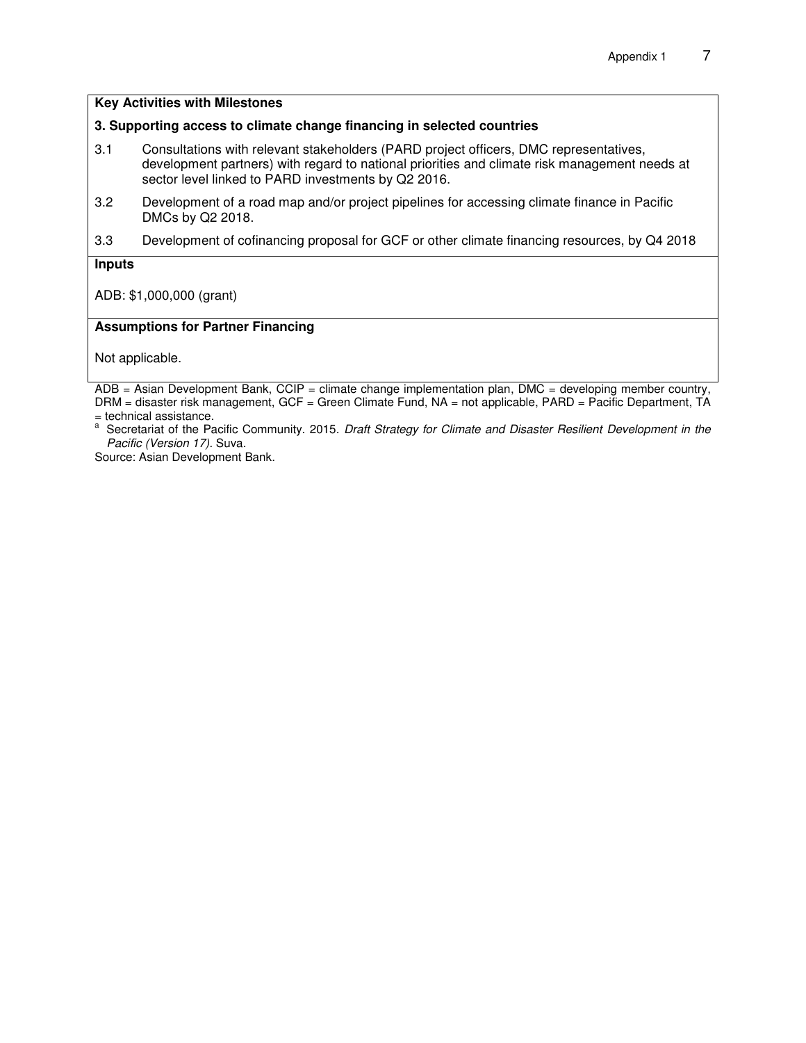**Key Activities with Milestones**

**3. Supporting access to climate change financing in selected countries**

3.1 Consultations with relevant stakeholders (PARD project officers, DMC representatives, development partners) with regard to national priorities and climate risk management needs at sector level linked to PARD investments by Q2 2016.

3.2 Development of a road map and/or project pipelines for accessing climate finance in Pacific DMCs by Q2 2018.

3.3 Development of cofinancing proposal for GCF or other climate financing resources, by Q4 2018

**Inputs**

ADB: $1,000,000 (grant)

**Assumptions for Partner Financing**

Not applicable.

ADB = Asian Development Bank, CCIP = climate change implementation plan, DMC = developing member country, DRM = disaster risk management, GCF = Green Climate Fund, NA = not applicable, PARD = Pacific Department, TA = technical assistance.

[a] Secretariat of the Pacific Community. 2015. *Draft Strategy for Climate and Disaster Resilient Development in the Pacific (Version 17).* Suva.

Source: Asian Development Bank.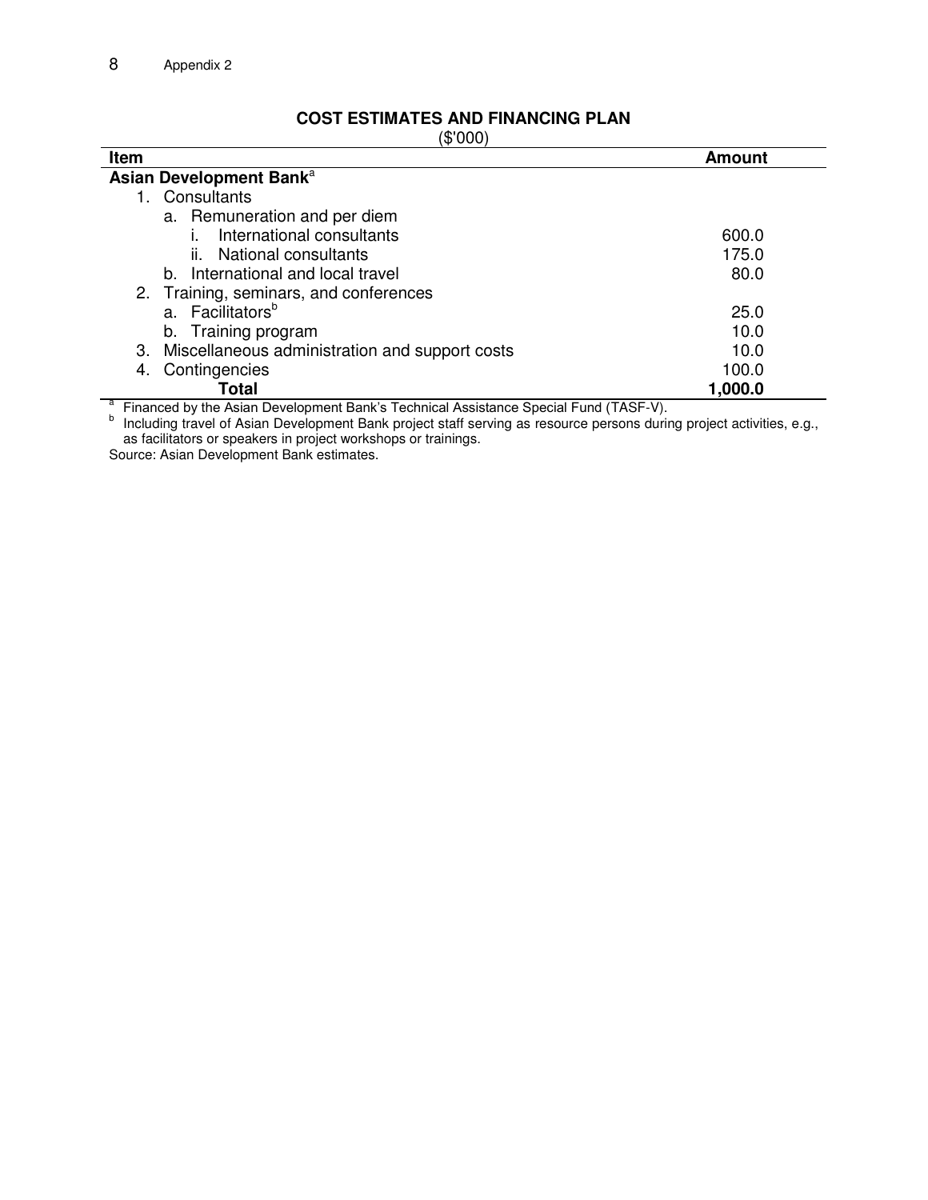## COST ESTIMATES AND FINANCING PLAN

($'000)

| Item | Amount |
|---|---|
| **Asian Development Bank**[a] | |
| 1. Consultants | |
| a. Remuneration and per diem | |
| i. International consultants | 600.0 |
| ii. National consultants | 175.0 |
| b. International and local travel | 80.0 |
| 2. Training, seminars, and conferences | |
| a. Facilitators[b] | 25.0 |
| b. Training program | 10.0 |
| 3. Miscellaneous administration and support costs | 10.0 |
| 4. Contingencies | 100.0 |
| **Total** | **1,000.0** |

[a] Financed by the Asian Development Bank's Technical Assistance Special Fund (TASF-V).

[b] Including travel of Asian Development Bank project staff serving as resource persons during project activities, e.g., as facilitators or speakers in project workshops or trainings.

Source: Asian Development Bank estimates.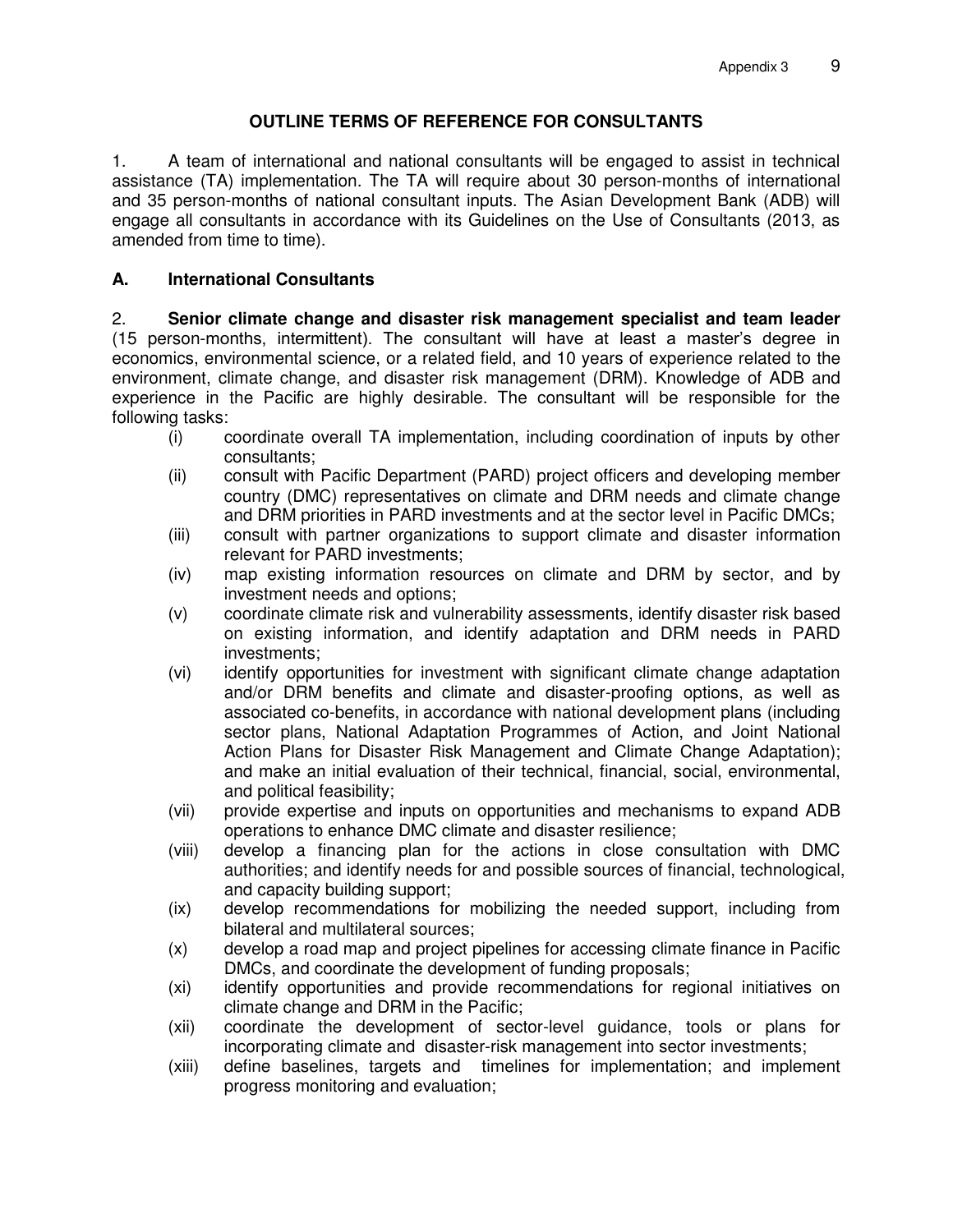# OUTLINE TERMS OF REFERENCE FOR CONSULTANTS

1. A team of international and national consultants will be engaged to assist in technical assistance (TA) implementation. The TA will require about 30 person-months of international and 35 person-months of national consultant inputs. The Asian Development Bank (ADB) will engage all consultants in accordance with its Guidelines on the Use of Consultants (2013, as amended from time to time).

## A. International Consultants

2. **Senior climate change and disaster risk management specialist and team leader** (15 person-months, intermittent). The consultant will have at least a master's degree in economics, environmental science, or a related field, and 10 years of experience related to the environment, climate change, and disaster risk management (DRM). Knowledge of ADB and experience in the Pacific are highly desirable. The consultant will be responsible for the following tasks:

(i) coordinate overall TA implementation, including coordination of inputs by other consultants;

(ii) consult with Pacific Department (PARD) project officers and developing member country (DMC) representatives on climate and DRM needs and climate change and DRM priorities in PARD investments and at the sector level in Pacific DMCs;

(iii) consult with partner organizations to support climate and disaster information relevant for PARD investments;

(iv) map existing information resources on climate and DRM by sector, and by investment needs and options;

(v) coordinate climate risk and vulnerability assessments, identify disaster risk based on existing information, and identify adaptation and DRM needs in PARD investments;

(vi) identify opportunities for investment with significant climate change adaptation and/or DRM benefits and climate and disaster-proofing options, as well as associated co-benefits, in accordance with national development plans (including sector plans, National Adaptation Programmes of Action, and Joint National Action Plans for Disaster Risk Management and Climate Change Adaptation); and make an initial evaluation of their technical, financial, social, environmental, and political feasibility;

(vii) provide expertise and inputs on opportunities and mechanisms to expand ADB operations to enhance DMC climate and disaster resilience;

(viii) develop a financing plan for the actions in close consultation with DMC authorities; and identify needs for and possible sources of financial, technological, and capacity building support;

(ix) develop recommendations for mobilizing the needed support, including from bilateral and multilateral sources;

(x) develop a road map and project pipelines for accessing climate finance in Pacific DMCs, and coordinate the development of funding proposals;

(xi) identify opportunities and provide recommendations for regional initiatives on climate change and DRM in the Pacific;

(xii) coordinate the development of sector-level guidance, tools or plans for incorporating climate and disaster-risk management into sector investments;

(xiii) define baselines, targets and timelines for implementation; and implement progress monitoring and evaluation;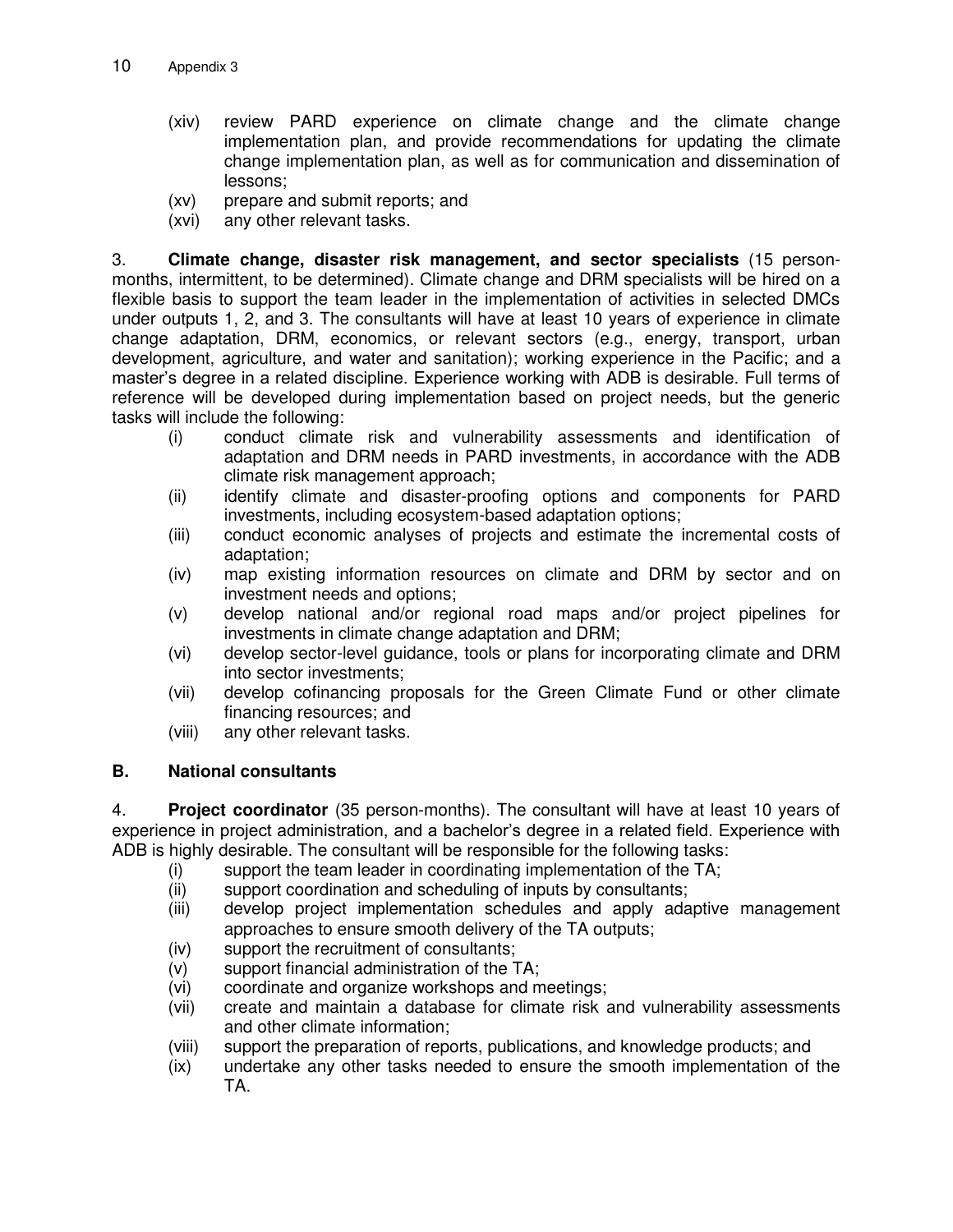(xiv) review PARD experience on climate change and the climate change implementation plan, and provide recommendations for updating the climate change implementation plan, as well as for communication and dissemination of lessons;

(xv) prepare and submit reports; and

(xvi) any other relevant tasks.

3. **Climate change, disaster risk management, and sector specialists** (15 person-months, intermittent, to be determined). Climate change and DRM specialists will be hired on a flexible basis to support the team leader in the implementation of activities in selected DMCs under outputs 1, 2, and 3. The consultants will have at least 10 years of experience in climate change adaptation, DRM, economics, or relevant sectors (e.g., energy, transport, urban development, agriculture, and water and sanitation); working experience in the Pacific; and a master's degree in a related discipline. Experience working with ADB is desirable. Full terms of reference will be developed during implementation based on project needs, but the generic tasks will include the following:

(i) conduct climate risk and vulnerability assessments and identification of adaptation and DRM needs in PARD investments, in accordance with the ADB climate risk management approach;

(ii) identify climate and disaster-proofing options and components for PARD investments, including ecosystem-based adaptation options;

(iii) conduct economic analyses of projects and estimate the incremental costs of adaptation;

(iv) map existing information resources on climate and DRM by sector and on investment needs and options;

(v) develop national and/or regional road maps and/or project pipelines for investments in climate change adaptation and DRM;

(vi) develop sector-level guidance, tools or plans for incorporating climate and DRM into sector investments;

(vii) develop cofinancing proposals for the Green Climate Fund or other climate financing resources; and

(viii) any other relevant tasks.

### B. National consultants

4. **Project coordinator** (35 person-months). The consultant will have at least 10 years of experience in project administration, and a bachelor's degree in a related field. Experience with ADB is highly desirable. The consultant will be responsible for the following tasks:

(i) support the team leader in coordinating implementation of the TA;

(ii) support coordination and scheduling of inputs by consultants;

(iii) develop project implementation schedules and apply adaptive management approaches to ensure smooth delivery of the TA outputs;

(iv) support the recruitment of consultants;

(v) support financial administration of the TA;

(vi) coordinate and organize workshops and meetings;

(vii) create and maintain a database for climate risk and vulnerability assessments and other climate information;

(viii) support the preparation of reports, publications, and knowledge products; and

(ix) undertake any other tasks needed to ensure the smooth implementation of the TA.